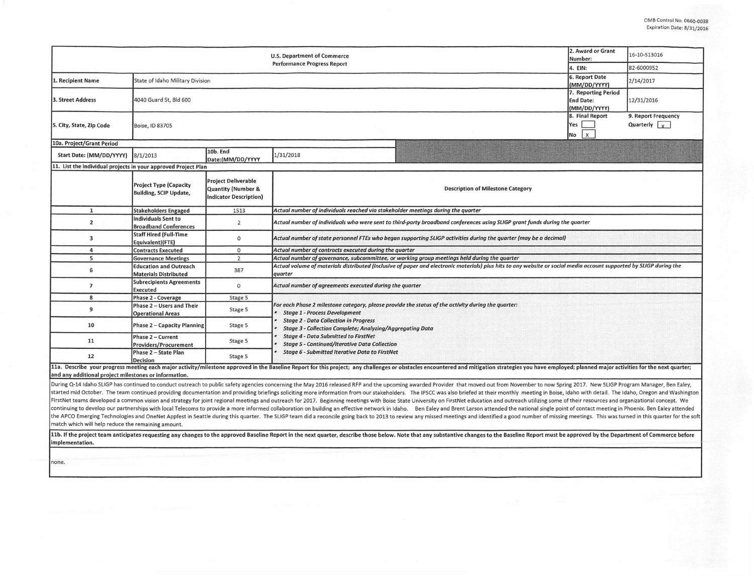OMB Control No. 0660-0038
Expiration Date: 8/31/2016

| U.S. Department of Commerce Performance Progress Report | | | | 2. Award or Grant Number: | 16-10-S13016 |
|---|---|---|---|---|---|
| | | | | 4. EIN: | 82-6000952 |
| 1. Recipient Name | State of Idaho Military Division | | | 6. Report Date (MM/DD/YYYY) | 2/14/2017 |
| 3. Street Address | 4040 Guard St, Bld 600 | | | 7. Reporting Period End Date: (MM/DD/YYYY) | 12/31/2016 |
| 5. City, State, Zip Code | Boise, ID 83705 | | | 8. Final Report Yes [ ] No [X] | 9. Report Frequency Quarterly [X] |
| 10a. Project/Grant Period | | | | | |
| Start Date: (MM/DD/YYYY) | 8/1/2013 | 10b. End Date:(MM/DD/YYYY | 1/31/2018 | | |

**11. List the individual projects in your approved Project Plan**

| | Project Type (Capacity Building, SCIP Update, | Project Deliverable Quantity (Number & Indicator Description) | Description of Milestone Category |
|---|---|---|---|
| 1 | Stakeholders Engaged | 1513 | *Actual number of individuals reached via stakeholder meetings during the quarter* |
| 2 | Individuals Sent to Broadband Conferences | 2 | *Actual number of individuals who were sent to third-party broadband conferences using SLIGP grant funds during the quarter* |
| 3 | Staff Hired (Full-Time Equivalent)(FTE) | 0 | *Actual number of state personnel FTEs who began supporting SLIGP activities during the quarter (may be a decimal)* |
| 4 | Contracts Executed | 0 | *Actual number of contracts executed during the quarter* |
| 5 | Governance Meetings | 2 | *Actual number of governance, subcommittee, or working group meetings held during the quarter* |
| 6 | Education and Outreach Materials Distributed | 387 | *Actual volume of materials distributed (inclusive of paper and electronic materials) plus hits to any website or social media account supported by SLIGP during the quarter* |
| 7 | Subrecipients Agreements Executed | 0 | *Actual number of agreements executed during the quarter* |
| 8 | Phase 2 - Coverage | Stage 5 | *For each Phase 2 milestone category, please provide the status of the activity during the quarter:* <br>• *Stage 1 - Process Development* <br>• *Stage 2 - Data Collection in Progress* <br>• *Stage 3 - Collection Complete; Analyzing/Aggregating Data* <br>• *Stage 4 - Data Submitted to FirstNet* <br>• *Stage 5 - Continued/Iterative Data Collection* <br>• *Stage 6 - Submitted Iterative Data to FirstNet* |
| 9 | Phase 2 – Users and Their Operational Areas | Stage 5 | |
| 10 | Phase 2 – Capacity Planning | Stage 5 | |
| 11 | Phase 2 – Current Providers/Procurement | Stage 5 | |
| 12 | Phase 2 – State Plan Decision | Stage 5 | |

**11a. Describe your progress meeting each major activity/milestone approved in the Baseline Report for this project; any challenges or obstacles encountered and mitigation strategies you have employed; planned major activities for the next quarter; and any additional project milestones or information.**

During Q-14 Idaho SLIGP has continued to conduct outreach to public safety agencies concerning the May 2016 released RFP and the upcoming awarded Provider that moved out from November to now Spring 2017. New SLIGP Program Manager, Ben Ealey, started mid October. The team continued providing documentation and providing briefings soliciting more information from our stakeholders. The IPSCC was also briefed at their monthly meeting in Boise, Idaho with detail. The Idaho, Oregon and Washington FirstNet teams developed a common vision and strategy for joint regional meetings and outreach for 2017. Beginning meetings with Boise State University on FirstNet education and outreach utilizing some of their resources and organizational concept. We continuing to develop our partnerships with local Telecoms to provide a more informed collaboration on building an effective network in Idaho. Ben Ealey and Brent Larson attended the national single point of contact meeting in Phoenix. Ben Ealey attended the APCO Emerging Technologies and OneNet Appfest in Seattle during this quarter. The SLIGP team did a reconcile going back to 2013 to review any missed meetings and identified a good number of missing meetings. This was turned in this quarter for the soft match which will help reduce the remaining amount.

**11b. If the project team anticipates requesting any changes to the approved Baseline Report in the next quarter, describe those below. Note that any substantive changes to the Baseline Report must be approved by the Department of Commerce before implementation.**

none.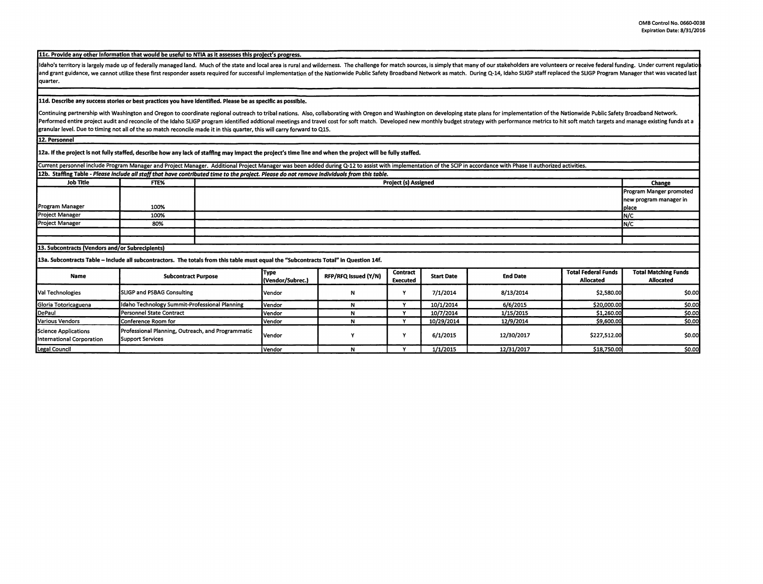OMB Control No. 0660-0038
Expiration Date: 8/31/2016

**11c. Provide any other information that would be useful to NTIA as it assesses this project's progress.**

Idaho's territory is largely made up of federally managed land. Much of the state and local area is rural and wilderness. The challenge for match sources, is simply that many of our stakeholders are volunteers or receive federal funding. Under current regulation and grant guidance, we cannot utilize these first responder assets required for successful implementation of the Nationwide Public Safety Broadband Network as match. During Q-14, Idaho SLIGP staff replaced the SLIGP Program Manager that was vacated last quarter.

**11d. Describe any success stories or best practices you have identified. Please be as specific as possible.**

Continuing partnership with Washington and Oregon to coordinate regional outreach to tribal nations. Also, collaborating with Oregon and Washington on developing state plans for implementation of the Nationwide Public Safety Broadband Network. Performed entire project audit and reconcile of the Idaho SLIGP program identified addtional meetings and travel cost for soft match. Developed new monthly budget strategy with performance metrics to hit soft match targets and manage existing funds at a granular level. Due to timing not all of the so match reconcile made it in this quarter, this will carry forward to Q15.

**12. Personnel**

**12a. If the project is not fully staffed, describe how any lack of staffing may impact the project's time line and when the project will be fully staffed.**

Current personnel include Program Manager and Project Manager. Additional Project Manager was been added during Q-12 to assist with implementation of the SCIP in accordance with Phase II authorized activities.

**12b. Staffing Table** - *Please include all staff that have contributed time to the project. Please do not remove individuals from this table.*

| Job Title | FTE% | Project (s) Assigned | Change |
|---|---|---|---|
| Program Manager | 100% | | Program Manger promoted new program manager in place |
| Project Manager | 100% | | N/C |
| Project Manager | 80% | | N/C |
| | | | |
| | | | |

**13. Subcontracts (Vendors and/or Subrecipients)**

**13a. Subcontracts Table – Include all subcontractors. The totals from this table must equal the "Subcontracts Total" in Question 14f.**

| Name | Subcontract Purpose | Type (Vendor/Subrec.) | RFP/RFQ Issued (Y/N) | Contract Executed | Start Date | End Date | Total Federal Funds Allocated | Total Matching Funds Allocated |
|---|---|---|---|---|---|---|---|---|
| Val Technologies | SLIGP and PSBAG Consulting | Vendor | N | Y | 7/1/2014 | 8/13/2014 | $2,580.00 | $0.00 |
| Gloria Totoricaguena | Idaho Technology Summit-Professional Planning | Vendor | N | Y | 10/1/2014 | 6/6/2015 | $20,000.00 | $0.00 |
| DePaul | Personnel State Contract | Vendor | N | Y | 10/7/2014 | 1/15/2015 | $1,260.00 | $0.00 |
| Various Vendors | Conference Room for | Vendor | N | Y | 10/29/2014 | 12/9/2014 | $9,600.00 | $0.00 |
| Science Applications International Corporation | Professional Planning, Outreach, and Programmatic Support Services | Vendor | Y | Y | 6/1/2015 | 12/30/2017 | $227,512.00 | $0.00 |
| Legal Council | | Vendor | N | Y | 1/1/2015 | 12/31/2017 | $18,750.00 | $0.00 |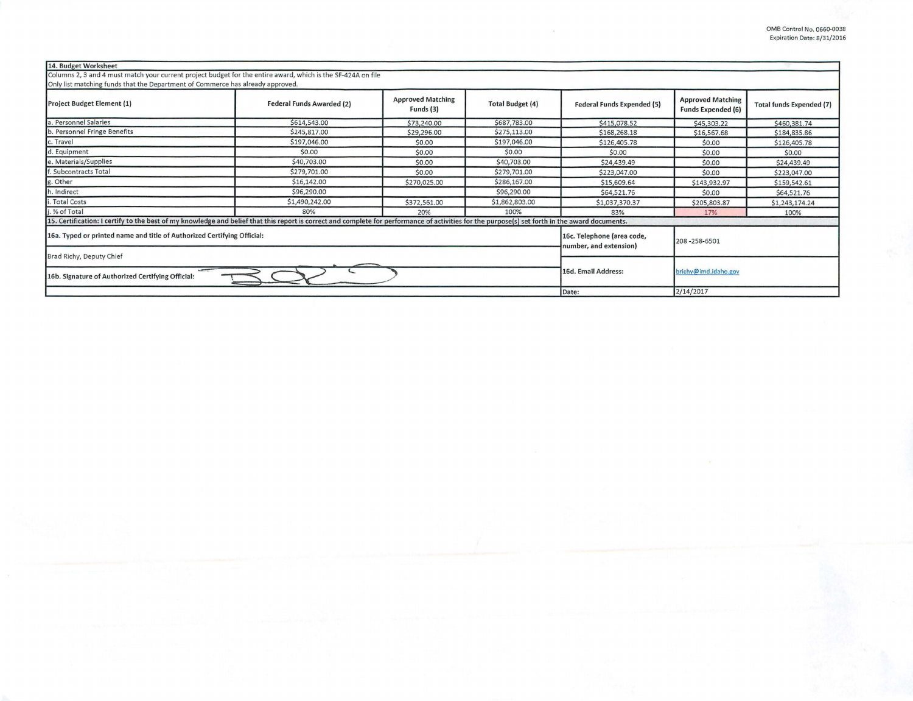OMB Control No. 0660-0038
Expiration Date: 8/31/2016

**14. Budget Worksheet**

Columns 2, 3 and 4 must match your current project budget for the entire award, which is the SF-424A on file
Only list matching funds that the Department of Commerce has already approved.

| Project Budget Element (1) | Federal Funds Awarded (2) | Approved Matching Funds (3) | Total Budget (4) | Federal Funds Expended (5) | Approved Matching Funds Expended (6) | Total funds Expended (7) |
|---|---|---|---|---|---|---|
| a. Personnel Salaries | $614,543.00 | $73,240.00 | $687,783.00 | $415,078.52 | $45,303.22 | $460,381.74 |
| b. Personnel Fringe Benefits | $245,817.00 | $29,296.00 | $275,113.00 | $168,268.18 | $16,567.68 | $184,835.86 |
| c. Travel | $197,046.00 | $0.00 | $197,046.00 | $126,405.78 | $0.00 | $126,405.78 |
| d. Equipment | $0.00 | $0.00 | $0.00 | $0.00 | $0.00 | $0.00 |
| e. Materials/Supplies | $40,703.00 | $0.00 | $40,703.00 | $24,439.49 | $0.00 | $24,439.49 |
| f. Subcontracts Total | $279,701.00 | $0.00 | $279,701.00 | $223,047.00 | $0.00 | $223,047.00 |
| g. Other | $16,142.00 | $270,025.00 | $286,167.00 | $15,609.64 | $143,932.97 | $159,542.61 |
| h. Indirect | $96,290.00 | | $96,290.00 | $64,521.76 | $0.00 | $64,521.76 |
| i. Total Costs | $1,490,242.00 | $372,561.00 | $1,862,803.00 | $1,037,370.37 | $205,803.87 | $1,243,174.24 |
| j. % of Total | 80% | 20% | 100% | 83% | 17% | 100% |

**15. Certification: I certify to the best of my knowledge and belief that this report is correct and complete for performance of activities for the purpose(s) set forth in the award documents.**

| | | | |
|---|---|---|---|
| **16a. Typed or printed name and title of Authorized Certifying Official:** | | **16c. Telephone (area code, number, and extension)** | 208 -258-6501 |
| Brad Richy, Deputy Chief | | | |
| **16b. Signature of Authorized Certifying Official:** | [signature] | **16d. Email Address:** | brichy@imd.idaho.gov |
| | | Date: | 2/14/2017 |